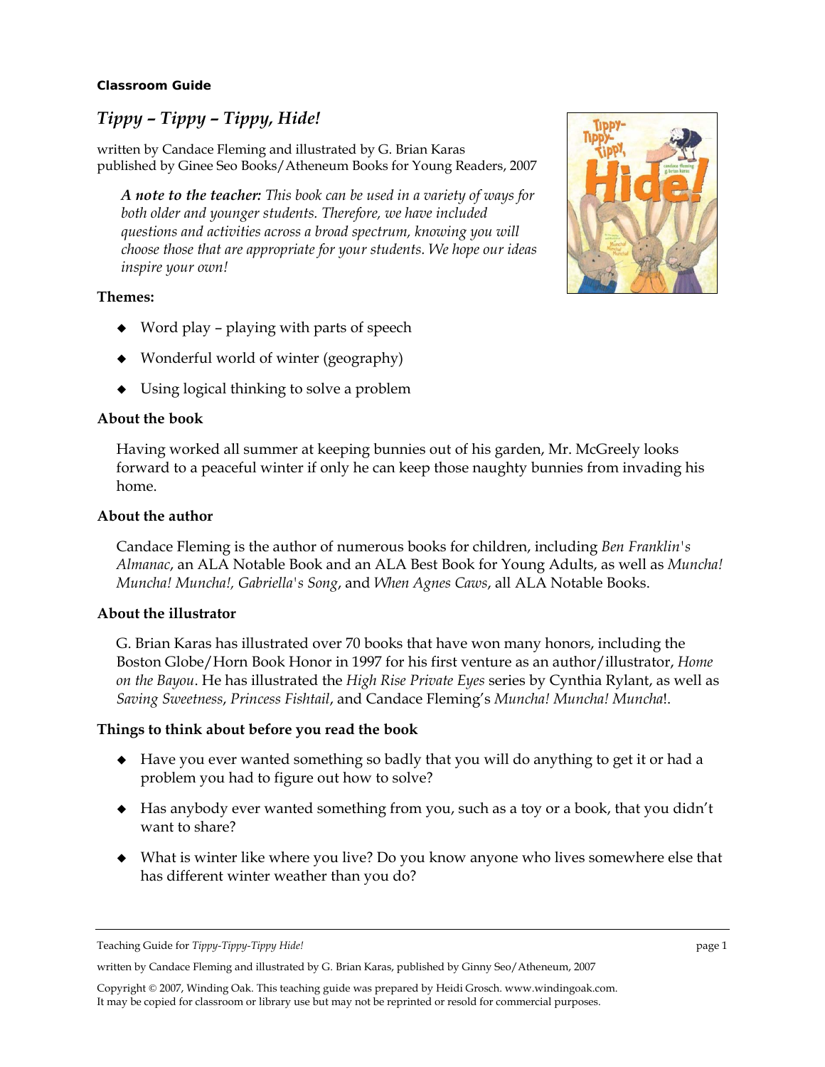**Classroom Guide**

# *Tippy – Tippy – Tippy, Hide!*

written by Candace Fleming and illustrated by G. Brian Karas
published by Ginee Seo Books/Atheneum Books for Young Readers, 2007

> ***A note to the teacher:*** *This book can be used in a variety of ways for both older and younger students. Therefore, we have included questions and activities across a broad spectrum, knowing you will choose those that are appropriate for your students. We hope our ideas inspire your own!*

### Themes:

- Word play – playing with parts of speech
- Wonderful world of winter (geography)
- Using logical thinking to solve a problem

### About the book

Having worked all summer at keeping bunnies out of his garden, Mr. McGreely looks forward to a peaceful winter if only he can keep those naughty bunnies from invading his home.

### About the author

Candace Fleming is the author of numerous books for children, including *Ben Franklin's Almanac*, an ALA Notable Book and an ALA Best Book for Young Adults, as well as *Muncha! Muncha! Muncha!, Gabriella's Song*, and *When Agnes Caws*, all ALA Notable Books.

### About the illustrator

G. Brian Karas has illustrated over 70 books that have won many honors, including the Boston Globe/Horn Book Honor in 1997 for his first venture as an author/illustrator, *Home on the Bayou*. He has illustrated the *High Rise Private Eyes* series by Cynthia Rylant, as well as *Saving Sweetness*, *Princess Fishtail*, and Candace Fleming's *Muncha! Muncha! Muncha*!.

### Things to think about before you read the book

- Have you ever wanted something so badly that you will do anything to get it or had a problem you had to figure out how to solve?
- Has anybody ever wanted something from you, such as a toy or a book, that you didn't want to share?
- What is winter like where you live? Do you know anyone who lives somewhere else that has different winter weather than you do?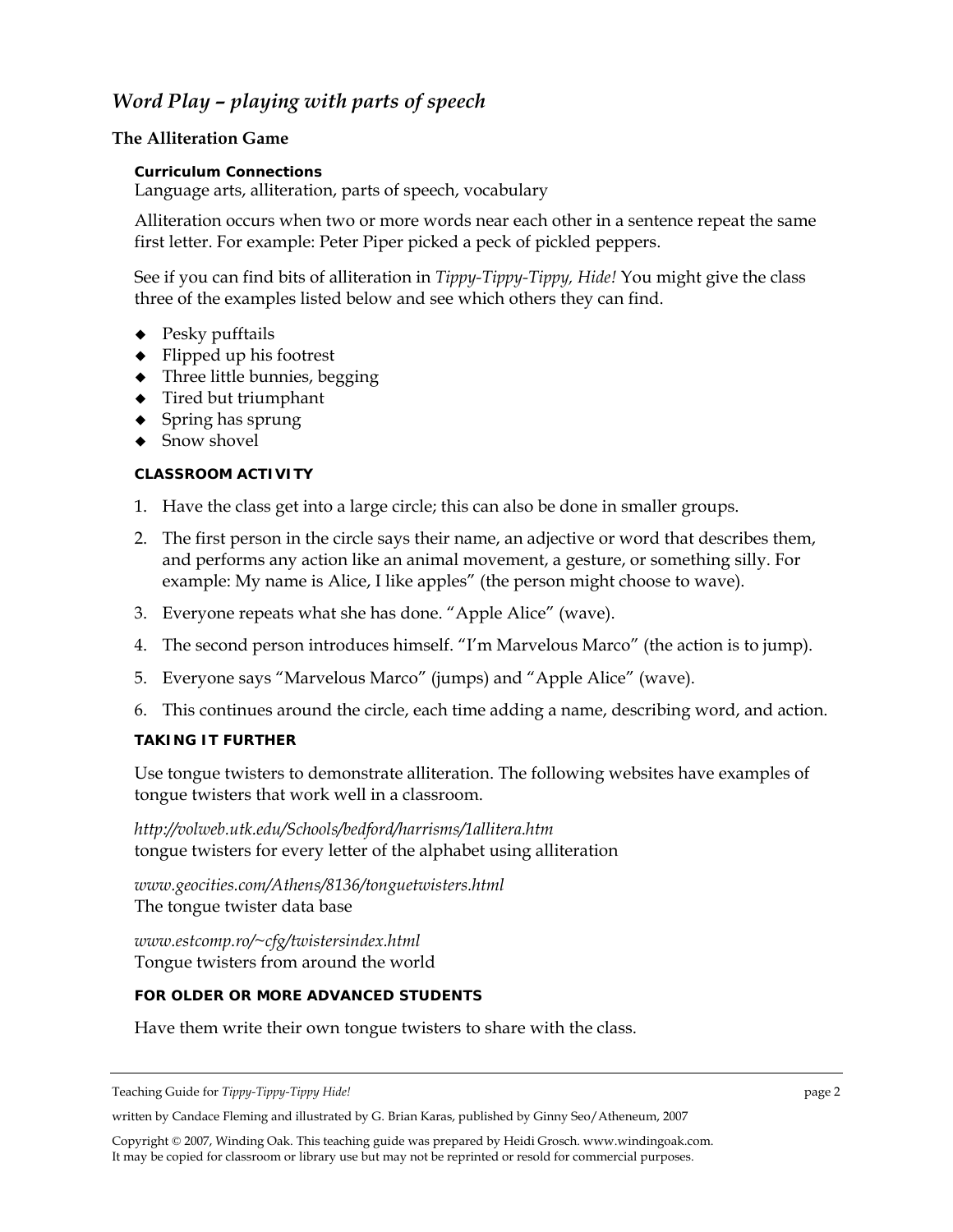## *Word Play – playing with parts of speech*

### The Alliteration Game

**Curriculum Connections**
Language arts, alliteration, parts of speech, vocabulary

Alliteration occurs when two or more words near each other in a sentence repeat the same first letter. For example: Peter Piper picked a peck of pickled peppers.

See if you can find bits of alliteration in *Tippy-Tippy-Tippy, Hide!* You might give the class three of the examples listed below and see which others they can find.

- Pesky pufftails
- Flipped up his footrest
- Three little bunnies, begging
- Tired but triumphant
- Spring has sprung
- Snow shovel

**CLASSROOM ACTIVITY**

1. Have the class get into a large circle; this can also be done in smaller groups.
2. The first person in the circle says their name, an adjective or word that describes them, and performs any action like an animal movement, a gesture, or something silly. For example: My name is Alice, I like apples" (the person might choose to wave).
3. Everyone repeats what she has done. "Apple Alice" (wave).
4. The second person introduces himself. "I'm Marvelous Marco" (the action is to jump).
5. Everyone says "Marvelous Marco" (jumps) and "Apple Alice" (wave).
6. This continues around the circle, each time adding a name, describing word, and action.

**TAKING IT FURTHER**

Use tongue twisters to demonstrate alliteration. The following websites have examples of tongue twisters that work well in a classroom.

*http://volweb.utk.edu/Schools/bedford/harrisms/1allitera.htm*
tongue twisters for every letter of the alphabet using alliteration

*www.geocities.com/Athens/8136/tonguetwisters.html*
The tongue twister data base

*www.estcomp.ro/~cfg/twistersindex.html*
Tongue twisters from around the world

**FOR OLDER OR MORE ADVANCED STUDENTS**

Have them write their own tongue twisters to share with the class.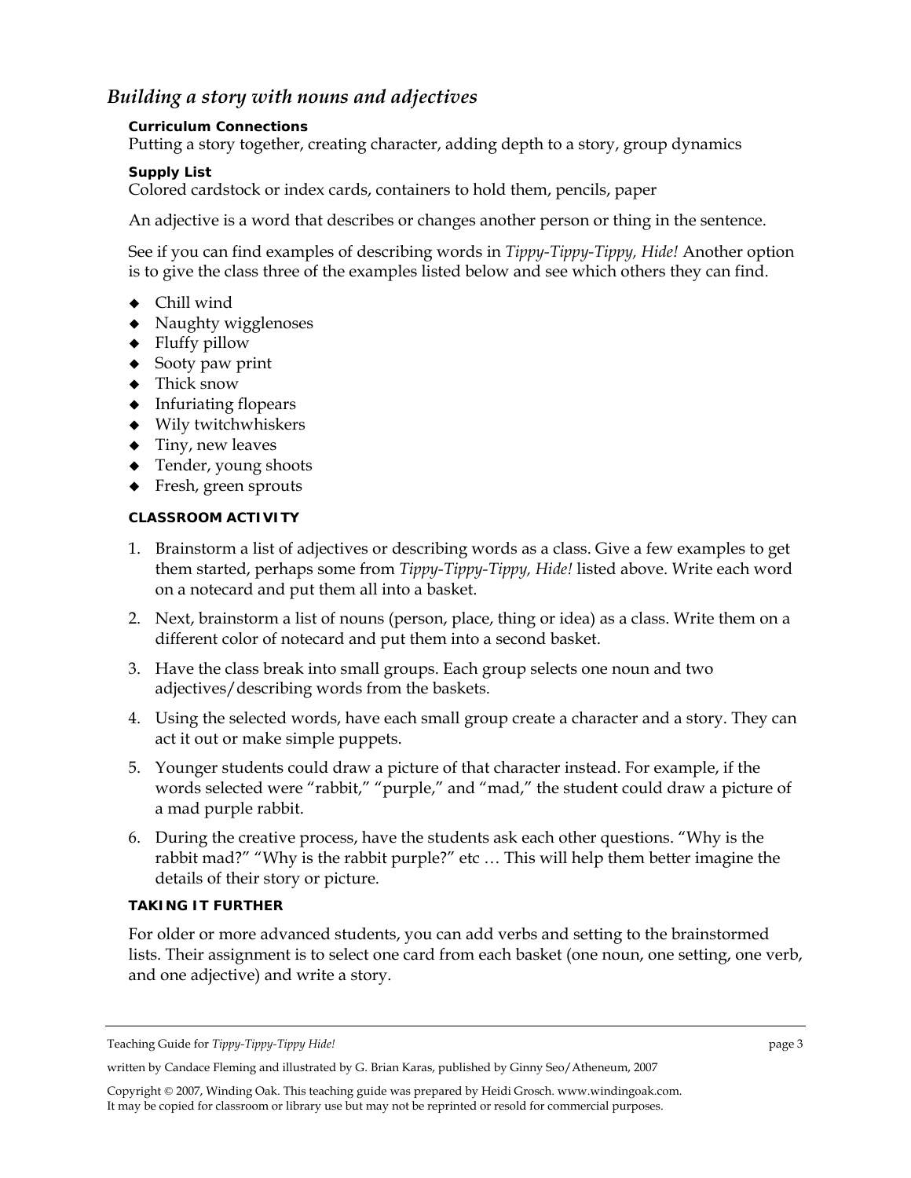## *Building a story with nouns and adjectives*

**Curriculum Connections**

Putting a story together, creating character, adding depth to a story, group dynamics

**Supply List**

Colored cardstock or index cards, containers to hold them, pencils, paper

An adjective is a word that describes or changes another person or thing in the sentence.

See if you can find examples of describing words in *Tippy-Tippy-Tippy, Hide!* Another option is to give the class three of the examples listed below and see which others they can find.

- Chill wind
- Naughty wigglenoses
- Fluffy pillow
- Sooty paw print
- Thick snow
- Infuriating flopears
- Wily twitchwhiskers
- Tiny, new leaves
- Tender, young shoots
- Fresh, green sprouts

**CLASSROOM ACTIVITY**

1. Brainstorm a list of adjectives or describing words as a class. Give a few examples to get them started, perhaps some from *Tippy-Tippy-Tippy, Hide!* listed above. Write each word on a notecard and put them all into a basket.
2. Next, brainstorm a list of nouns (person, place, thing or idea) as a class. Write them on a different color of notecard and put them into a second basket.
3. Have the class break into small groups. Each group selects one noun and two adjectives/describing words from the baskets.
4. Using the selected words, have each small group create a character and a story. They can act it out or make simple puppets.
5. Younger students could draw a picture of that character instead. For example, if the words selected were "rabbit," "purple," and "mad," the student could draw a picture of a mad purple rabbit.
6. During the creative process, have the students ask each other questions. "Why is the rabbit mad?" "Why is the rabbit purple?" etc … This will help them better imagine the details of their story or picture.

**TAKING IT FURTHER**

For older or more advanced students, you can add verbs and setting to the brainstormed lists. Their assignment is to select one card from each basket (one noun, one setting, one verb, and one adjective) and write a story.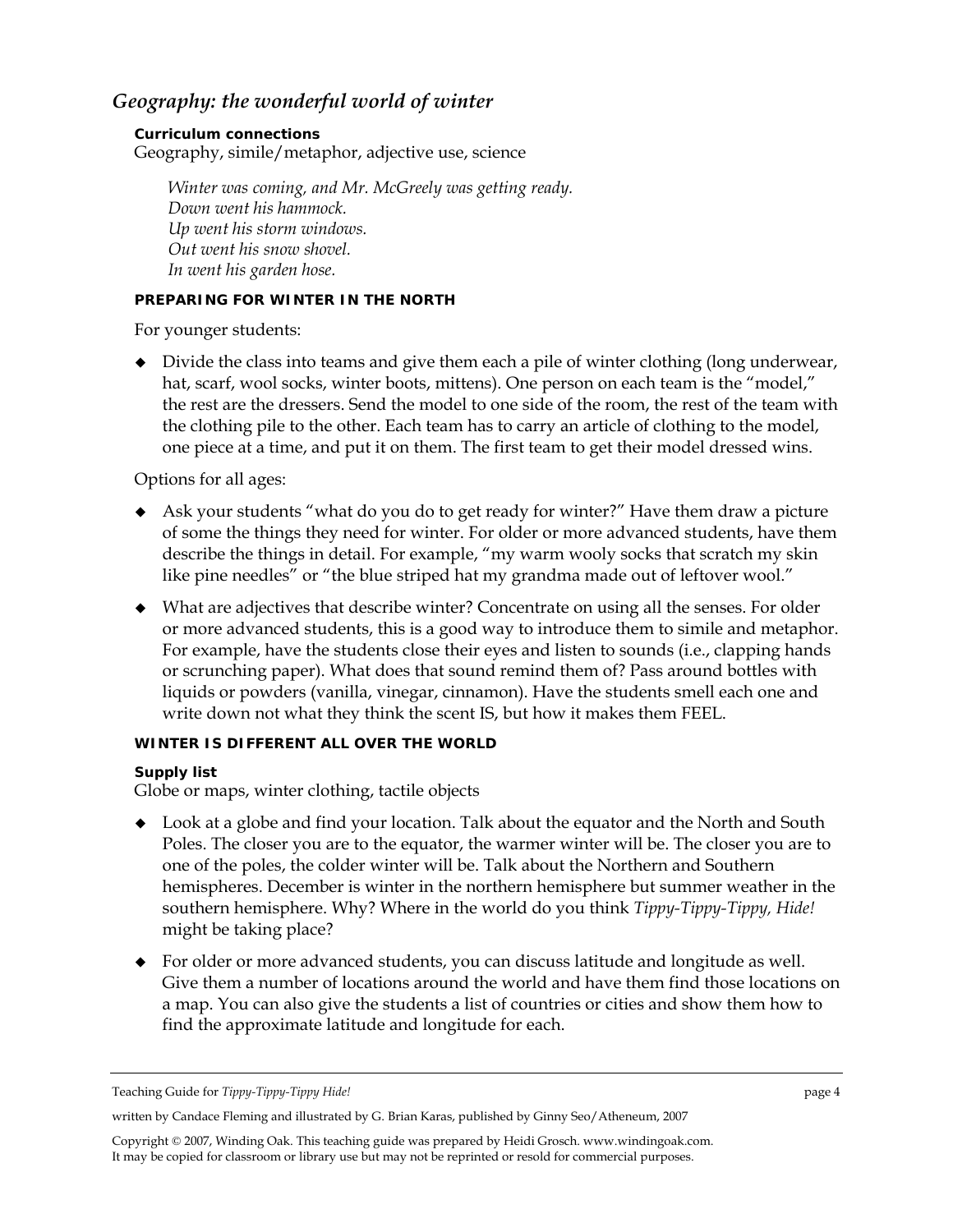## *Geography: the wonderful world of winter*

**Curriculum connections**

Geography, simile/metaphor, adjective use, science

> *Winter was coming, and Mr. McGreely was getting ready.*
> *Down went his hammock.*
> *Up went his storm windows.*
> *Out went his snow shovel.*
> *In went his garden hose.*

### PREPARING FOR WINTER IN THE NORTH

For younger students:

- Divide the class into teams and give them each a pile of winter clothing (long underwear, hat, scarf, wool socks, winter boots, mittens). One person on each team is the "model," the rest are the dressers. Send the model to one side of the room, the rest of the team with the clothing pile to the other. Each team has to carry an article of clothing to the model, one piece at a time, and put it on them. The first team to get their model dressed wins.

Options for all ages:

- Ask your students "what do you do to get ready for winter?" Have them draw a picture of some the things they need for winter. For older or more advanced students, have them describe the things in detail. For example, "my warm wooly socks that scratch my skin like pine needles" or "the blue striped hat my grandma made out of leftover wool."
- What are adjectives that describe winter? Concentrate on using all the senses. For older or more advanced students, this is a good way to introduce them to simile and metaphor. For example, have the students close their eyes and listen to sounds (i.e., clapping hands or scrunching paper). What does that sound remind them of? Pass around bottles with liquids or powders (vanilla, vinegar, cinnamon). Have the students smell each one and write down not what they think the scent IS, but how it makes them FEEL.

### WINTER IS DIFFERENT ALL OVER THE WORLD

**Supply list**

Globe or maps, winter clothing, tactile objects

- Look at a globe and find your location. Talk about the equator and the North and South Poles. The closer you are to the equator, the warmer winter will be. The closer you are to one of the poles, the colder winter will be. Talk about the Northern and Southern hemispheres. December is winter in the northern hemisphere but summer weather in the southern hemisphere. Why? Where in the world do you think *Tippy-Tippy-Tippy, Hide!* might be taking place?
- For older or more advanced students, you can discuss latitude and longitude as well. Give them a number of locations around the world and have them find those locations on a map. You can also give the students a list of countries or cities and show them how to find the approximate latitude and longitude for each.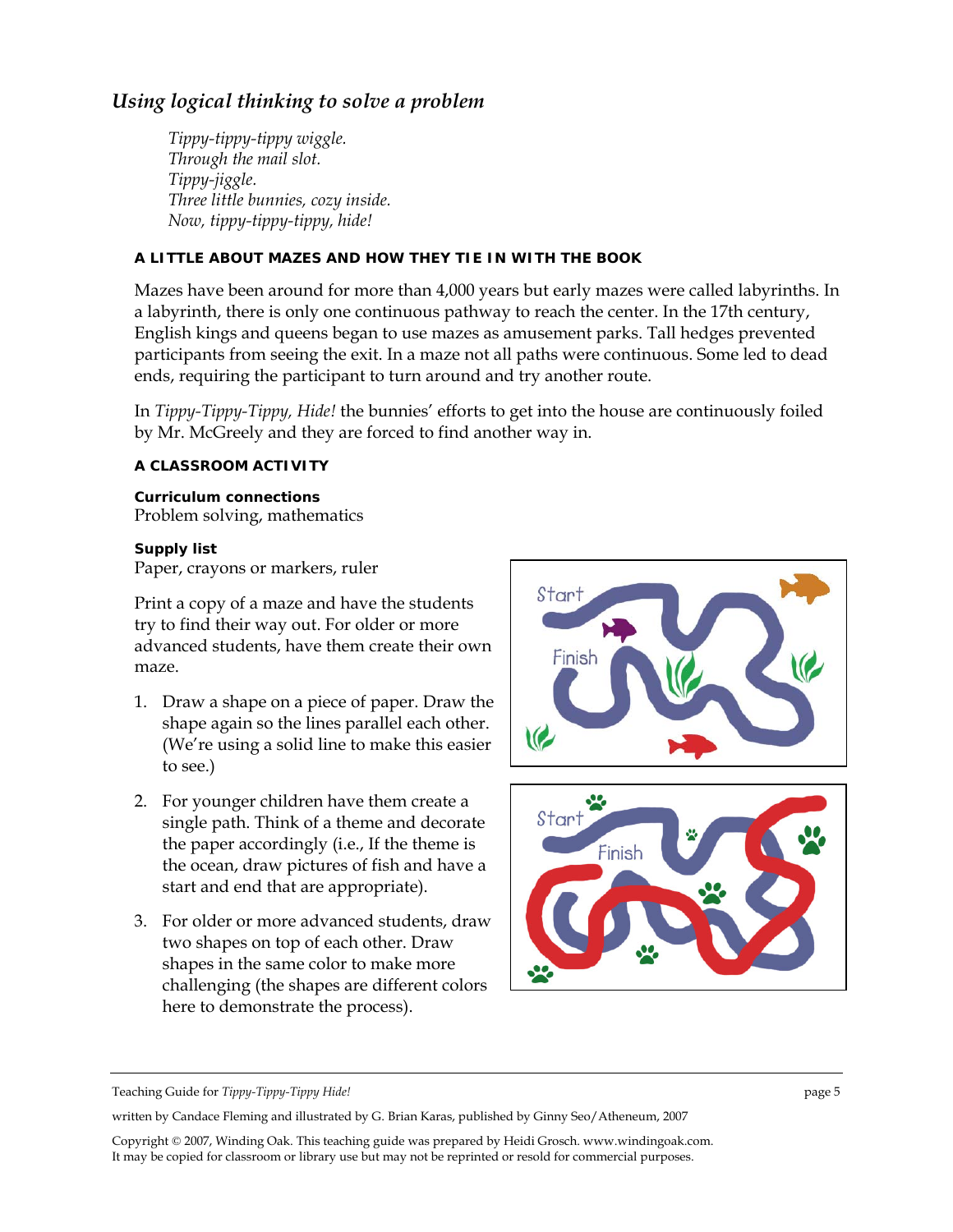## *Using logical thinking to solve a problem*

*Tippy-tippy-tippy wiggle.*
*Through the mail slot.*
*Tippy-jiggle.*
*Three little bunnies, cozy inside.*
*Now, tippy-tippy-tippy, hide!*

### A LITTLE ABOUT MAZES AND HOW THEY TIE IN WITH THE BOOK

Mazes have been around for more than 4,000 years but early mazes were called labyrinths. In a labyrinth, there is only one continuous pathway to reach the center. In the 17th century, English kings and queens began to use mazes as amusement parks. Tall hedges prevented participants from seeing the exit. In a maze not all paths were continuous. Some led to dead ends, requiring the participant to turn around and try another route.

In *Tippy-Tippy-Tippy, Hide!* the bunnies' efforts to get into the house are continuously foiled by Mr. McGreely and they are forced to find another way in.

### A CLASSROOM ACTIVITY

**Curriculum connections**
Problem solving, mathematics

**Supply list**
Paper, crayons or markers, ruler

Print a copy of a maze and have the students try to find their way out. For older or more advanced students, have them create their own maze.

1. Draw a shape on a piece of paper. Draw the shape again so the lines parallel each other. (We're using a solid line to make this easier to see.)
2. For younger children have them create a single path. Think of a theme and decorate the paper accordingly (i.e., If the theme is the ocean, draw pictures of fish and have a start and end that are appropriate).
3. For older or more advanced students, draw two shapes on top of each other. Draw shapes in the same color to make more challenging (the shapes are different colors here to demonstrate the process).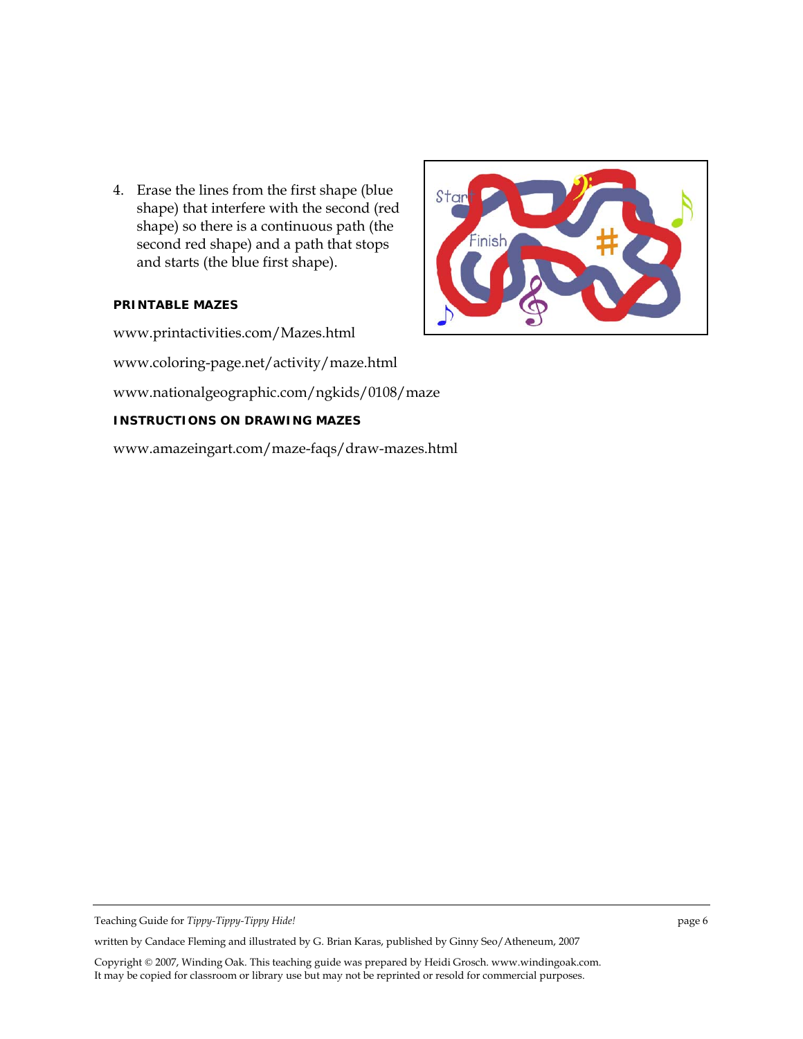4. Erase the lines from the first shape (blue shape) that interfere with the second (red shape) so there is a continuous path (the second red shape) and a path that stops and starts (the blue first shape).

**PRINTABLE MAZES**

www.printactivities.com/Mazes.html

www.coloring-page.net/activity/maze.html

www.nationalgeographic.com/ngkids/0108/maze

**INSTRUCTIONS ON DRAWING MAZES**

www.amazeingart.com/maze-faqs/draw-mazes.html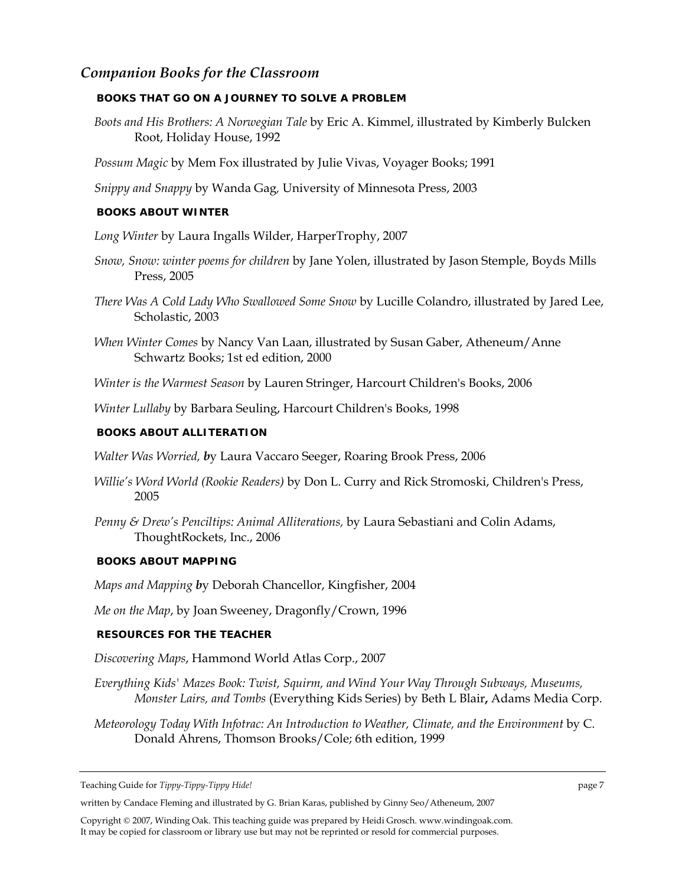## *Companion Books for the Classroom*

### BOOKS THAT GO ON A JOURNEY TO SOLVE A PROBLEM

*Boots and His Brothers: A Norwegian Tale* by Eric A. Kimmel, illustrated by Kimberly Bulcken Root, Holiday House, 1992

*Possum Magic* by Mem Fox illustrated by Julie Vivas, Voyager Books; 1991

*Snippy and Snappy* by Wanda Gag, University of Minnesota Press, 2003

### BOOKS ABOUT WINTER

*Long Winter* by Laura Ingalls Wilder, HarperTrophy, 2007

*Snow, Snow: winter poems for children* by Jane Yolen, illustrated by Jason Stemple, Boyds Mills Press, 2005

*There Was A Cold Lady Who Swallowed Some Snow* by Lucille Colandro, illustrated by Jared Lee, Scholastic, 2003

*When Winter Comes* by Nancy Van Laan, illustrated by Susan Gaber, Atheneum/Anne Schwartz Books; 1st ed edition, 2000

*Winter is the Warmest Season* by Lauren Stringer, Harcourt Children's Books, 2006

*Winter Lullaby* by Barbara Seuling, Harcourt Children's Books, 1998

### BOOKS ABOUT ALLITERATION

*Walter Was Worried,* **b**y Laura Vaccaro Seeger, Roaring Brook Press, 2006

*Willie's Word World (Rookie Readers)* by Don L. Curry and Rick Stromoski, Children's Press, 2005

*Penny & Drew's Penciltips: Animal Alliterations,* by Laura Sebastiani and Colin Adams, ThoughtRockets, Inc., 2006

### BOOKS ABOUT MAPPING

*Maps and Mapping* **b**y Deborah Chancellor, Kingfisher, 2004

*Me on the Map*, by Joan Sweeney, Dragonfly/Crown, 1996

### RESOURCES FOR THE TEACHER

*Discovering Maps*, Hammond World Atlas Corp., 2007

*Everything Kids' Mazes Book: Twist, Squirm, and Wind Your Way Through Subways, Museums, Monster Lairs, and Tombs* (Everything Kids Series) by Beth L Blair**,** Adams Media Corp.

*Meteorology Today With Infotrac: An Introduction to Weather, Climate, and the Environment* by C. Donald Ahrens, Thomson Brooks/Cole; 6th edition, 1999